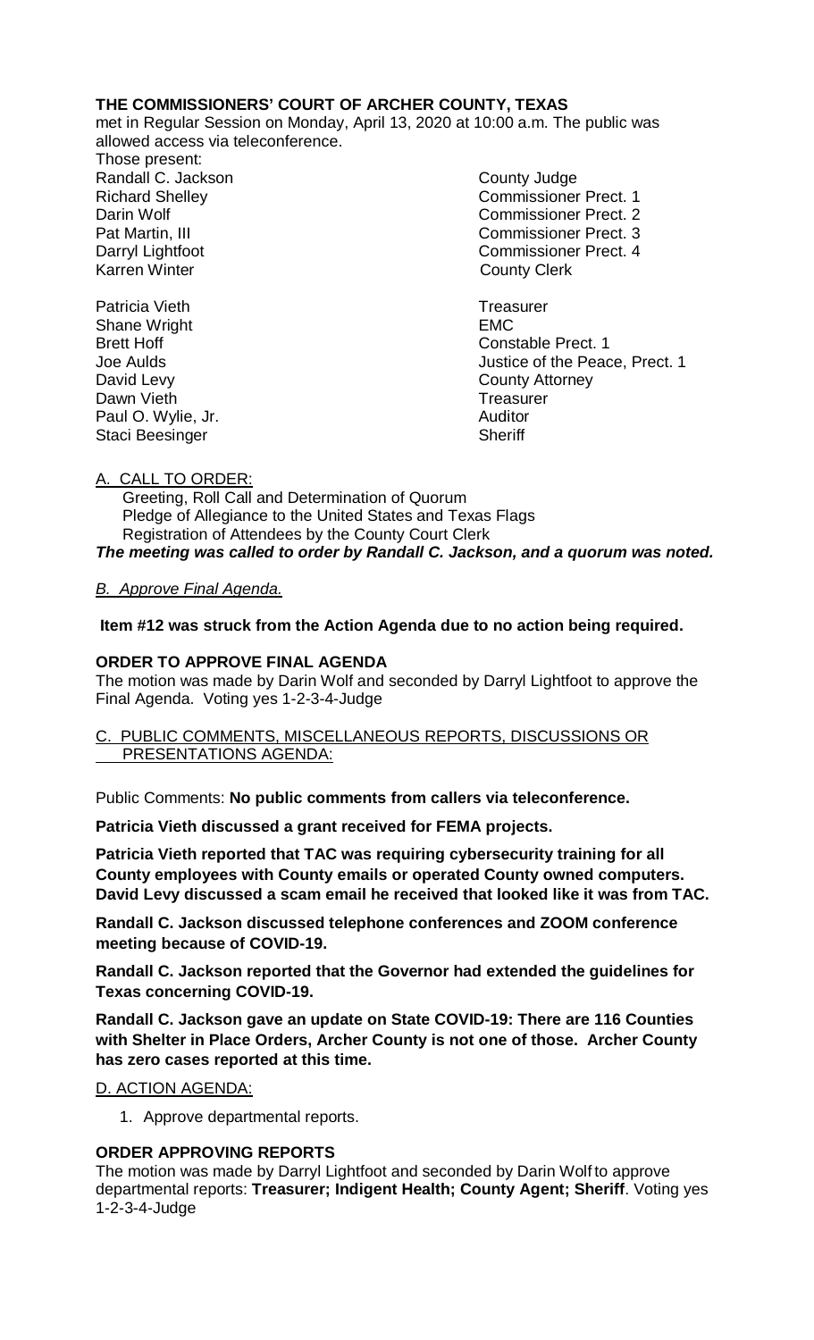**THE COMMISSIONERS' COURT OF ARCHER COUNTY, TEXAS**

met in Regular Session on Monday, April 13, 2020 at 10:00 a.m. The public was allowed access via teleconference.

Those present:

| | |
|---|---|
| Randall C. Jackson | County Judge |
| Richard Shelley | Commissioner Prect. 1 |
| Darin Wolf | Commissioner Prect. 2 |
| Pat Martin, III | Commissioner Prect. 3 |
| Darryl Lightfoot | Commissioner Prect. 4 |
| Karren Winter | County Clerk |
| | |
| Patricia Vieth | Treasurer |
| Shane Wright | EMC |
| Brett Hoff | Constable Prect. 1 |
| Joe Aulds | Justice of the Peace, Prect. 1 |
| David Levy | County Attorney |
| Dawn Vieth | Treasurer |
| Paul O. Wylie, Jr. | Auditor |
| Staci Beesinger | Sheriff |

A. CALL TO ORDER:

Greeting, Roll Call and Determination of Quorum
Pledge of Allegiance to the United States and Texas Flags
Registration of Attendees by the County Court Clerk

***The meeting was called to order by Randall C. Jackson, and a quorum was noted.***

*B. Approve Final Agenda.*

**Item #12 was struck from the Action Agenda due to no action being required.**

**ORDER TO APPROVE FINAL AGENDA**

The motion was made by Darin Wolf and seconded by Darryl Lightfoot to approve the Final Agenda. Voting yes 1-2-3-4-Judge

C. PUBLIC COMMENTS, MISCELLANEOUS REPORTS, DISCUSSIONS OR PRESENTATIONS AGENDA:

Public Comments: **No public comments from callers via teleconference.**

**Patricia Vieth discussed a grant received for FEMA projects.**

**Patricia Vieth reported that TAC was requiring cybersecurity training for all County employees with County emails or operated County owned computers. David Levy discussed a scam email he received that looked like it was from TAC.**

**Randall C. Jackson discussed telephone conferences and ZOOM conference meeting because of COVID-19.**

**Randall C. Jackson reported that the Governor had extended the guidelines for Texas concerning COVID-19.**

**Randall C. Jackson gave an update on State COVID-19: There are 116 Counties with Shelter in Place Orders, Archer County is not one of those. Archer County has zero cases reported at this time.**

D. ACTION AGENDA:

1. Approve departmental reports.

**ORDER APPROVING REPORTS**

The motion was made by Darryl Lightfoot and seconded by Darin Wolf to approve departmental reports: **Treasurer; Indigent Health; County Agent; Sheriff**. Voting yes 1-2-3-4-Judge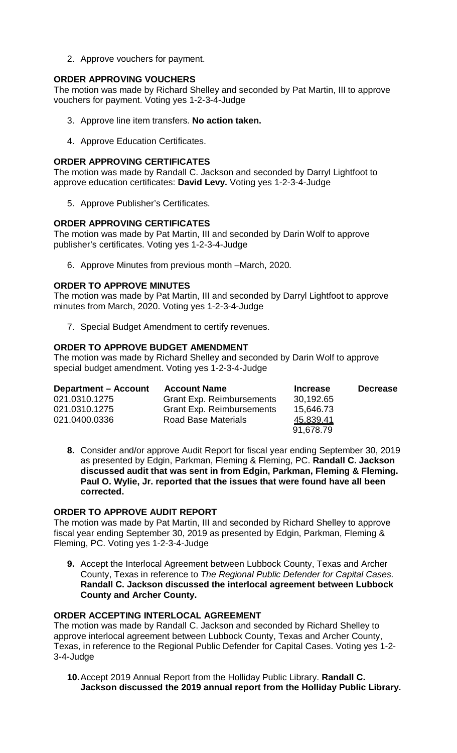2. Approve vouchers for payment.

**ORDER APPROVING VOUCHERS**

The motion was made by Richard Shelley and seconded by Pat Martin, III to approve vouchers for payment. Voting yes 1-2-3-4-Judge

3. Approve line item transfers. **No action taken.**

4. Approve Education Certificates.

**ORDER APPROVING CERTIFICATES**

The motion was made by Randall C. Jackson and seconded by Darryl Lightfoot to approve education certificates: **David Levy.** Voting yes 1-2-3-4-Judge

5. Approve Publisher's Certificates.

**ORDER APPROVING CERTIFICATES**

The motion was made by Pat Martin, III and seconded by Darin Wolf to approve publisher's certificates. Voting yes 1-2-3-4-Judge

6. Approve Minutes from previous month –March, 2020.

**ORDER TO APPROVE MINUTES**

The motion was made by Pat Martin, III and seconded by Darryl Lightfoot to approve minutes from March, 2020. Voting yes 1-2-3-4-Judge

7. Special Budget Amendment to certify revenues.

**ORDER TO APPROVE BUDGET AMENDMENT**

The motion was made by Richard Shelley and seconded by Darin Wolf to approve special budget amendment. Voting yes 1-2-3-4-Judge

| Department – Account | Account Name | Increase | Decrease |
|---|---|---|---|
| 021.0310.1275 | Grant Exp. Reimbursements | 30,192.65 | |
| 021.0310.1275 | Grant Exp. Reimbursements | 15,646.73 | |
| 021.0400.0336 | Road Base Materials | 45,839.41 | |
| | | 91,678.79 | |

8. Consider and/or approve Audit Report for fiscal year ending September 30, 2019 as presented by Edgin, Parkman, Fleming & Fleming, PC. **Randall C. Jackson discussed audit that was sent in from Edgin, Parkman, Fleming & Fleming. Paul O. Wylie, Jr. reported that the issues that were found have all been corrected.**

**ORDER TO APPROVE AUDIT REPORT**

The motion was made by Pat Martin, III and seconded by Richard Shelley to approve fiscal year ending September 30, 2019 as presented by Edgin, Parkman, Fleming & Fleming, PC. Voting yes 1-2-3-4-Judge

9. Accept the Interlocal Agreement between Lubbock County, Texas and Archer County, Texas in reference to *The Regional Public Defender for Capital Cases.* **Randall C. Jackson discussed the interlocal agreement between Lubbock County and Archer County.**

**ORDER ACCEPTING INTERLOCAL AGREEMENT**

The motion was made by Randall C. Jackson and seconded by Richard Shelley to approve interlocal agreement between Lubbock County, Texas and Archer County, Texas, in reference to the Regional Public Defender for Capital Cases. Voting yes 1-2-3-4-Judge

10. Accept 2019 Annual Report from the Holliday Public Library. **Randall C. Jackson discussed the 2019 annual report from the Holliday Public Library.**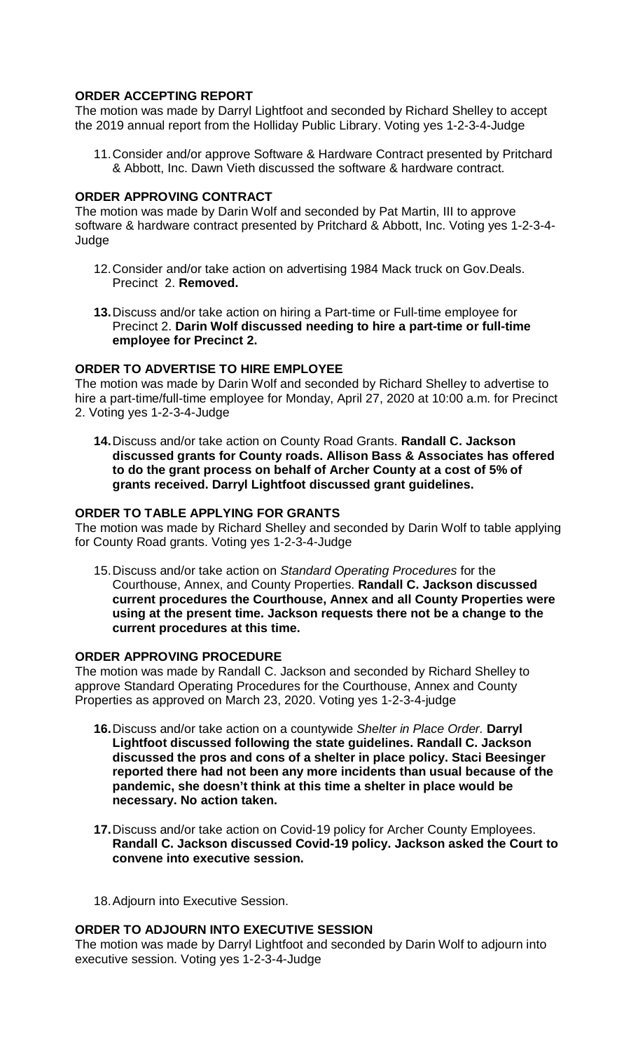**ORDER ACCEPTING REPORT**

The motion was made by Darryl Lightfoot and seconded by Richard Shelley to accept the 2019 annual report from the Holliday Public Library. Voting yes 1-2-3-4-Judge

11. Consider and/or approve Software & Hardware Contract presented by Pritchard & Abbott, Inc. Dawn Vieth discussed the software & hardware contract.

**ORDER APPROVING CONTRACT**

The motion was made by Darin Wolf and seconded by Pat Martin, III to approve software & hardware contract presented by Pritchard & Abbott, Inc. Voting yes 1-2-3-4-Judge

12. Consider and/or take action on advertising 1984 Mack truck on Gov.Deals. Precinct 2. **Removed.**

13. Discuss and/or take action on hiring a Part-time or Full-time employee for Precinct 2. **Darin Wolf discussed needing to hire a part-time or full-time employee for Precinct 2.**

**ORDER TO ADVERTISE TO HIRE EMPLOYEE**

The motion was made by Darin Wolf and seconded by Richard Shelley to advertise to hire a part-time/full-time employee for Monday, April 27, 2020 at 10:00 a.m. for Precinct 2. Voting yes 1-2-3-4-Judge

14. Discuss and/or take action on County Road Grants. **Randall C. Jackson discussed grants for County roads. Allison Bass & Associates has offered to do the grant process on behalf of Archer County at a cost of 5% of grants received. Darryl Lightfoot discussed grant guidelines.**

**ORDER TO TABLE APPLYING FOR GRANTS**

The motion was made by Richard Shelley and seconded by Darin Wolf to table applying for County Road grants. Voting yes 1-2-3-4-Judge

15. Discuss and/or take action on *Standard Operating Procedures* for the Courthouse, Annex, and County Properties. **Randall C. Jackson discussed current procedures the Courthouse, Annex and all County Properties were using at the present time. Jackson requests there not be a change to the current procedures at this time.**

**ORDER APPROVING PROCEDURE**

The motion was made by Randall C. Jackson and seconded by Richard Shelley to approve Standard Operating Procedures for the Courthouse, Annex and County Properties as approved on March 23, 2020. Voting yes 1-2-3-4-judge

16. Discuss and/or take action on a countywide *Shelter in Place Order.* **Darryl Lightfoot discussed following the state guidelines. Randall C. Jackson discussed the pros and cons of a shelter in place policy. Staci Beesinger reported there had not been any more incidents than usual because of the pandemic, she doesn't think at this time a shelter in place would be necessary. No action taken.**

17. Discuss and/or take action on Covid-19 policy for Archer County Employees. **Randall C. Jackson discussed Covid-19 policy. Jackson asked the Court to convene into executive session.**

18. Adjourn into Executive Session.

**ORDER TO ADJOURN INTO EXECUTIVE SESSION**

The motion was made by Darryl Lightfoot and seconded by Darin Wolf to adjourn into executive session. Voting yes 1-2-3-4-Judge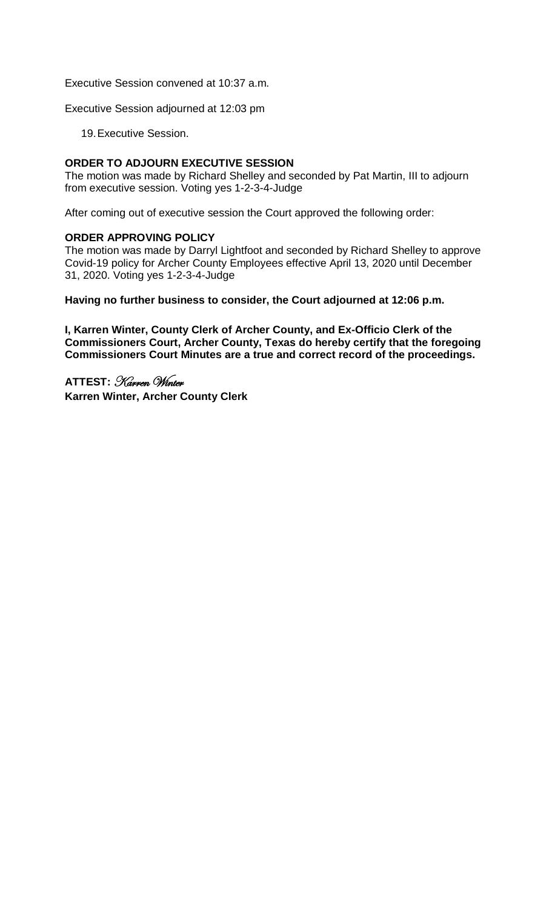Executive Session convened at 10:37 a.m.

Executive Session adjourned at 12:03 pm

19. Executive Session.

**ORDER TO ADJOURN EXECUTIVE SESSION**
The motion was made by Richard Shelley and seconded by Pat Martin, III to adjourn from executive session. Voting yes 1-2-3-4-Judge

After coming out of executive session the Court approved the following order:

**ORDER APPROVING POLICY**
The motion was made by Darryl Lightfoot and seconded by Richard Shelley to approve Covid-19 policy for Archer County Employees effective April 13, 2020 until December 31, 2020. Voting yes 1-2-3-4-Judge

**Having no further business to consider, the Court adjourned at 12:06 p.m.**

**I, Karren Winter, County Clerk of Archer County, and Ex-Officio Clerk of the Commissioners Court, Archer County, Texas do hereby certify that the foregoing Commissioners Court Minutes are a true and correct record of the proceedings.**

**ATTEST:** *Karren Winter*
**Karren Winter, Archer County Clerk**